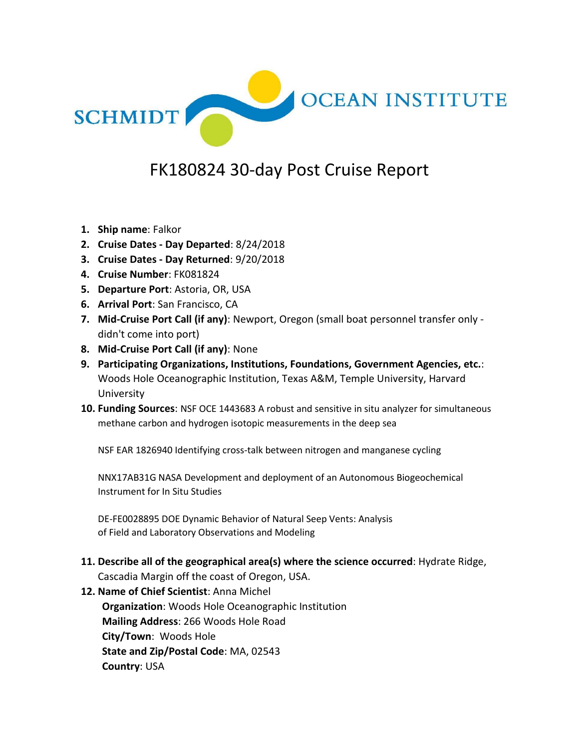SCHMIDT OCEAN INSTITUTE

# FK180824 30-day Post Cruise Report

1. **Ship name**: Falkor
2. **Cruise Dates - Day Departed**: 8/24/2018
3. **Cruise Dates - Day Returned**: 9/20/2018
4. **Cruise Number**: FK081824
5. **Departure Port**: Astoria, OR, USA
6. **Arrival Port**: San Francisco, CA
7. **Mid-Cruise Port Call (if any)**: Newport, Oregon (small boat personnel transfer only - didn't come into port)
8. **Mid-Cruise Port Call (if any)**: None
9. **Participating Organizations, Institutions, Foundations, Government Agencies, etc.**: Woods Hole Oceanographic Institution, Texas A&M, Temple University, Harvard University
10. **Funding Sources**: NSF OCE 1443683 A robust and sensitive in situ analyzer for simultaneous methane carbon and hydrogen isotopic measurements in the deep sea

    NSF EAR 1826940 Identifying cross-talk between nitrogen and manganese cycling

    NNX17AB31G NASA Development and deployment of an Autonomous Biogeochemical Instrument for In Situ Studies

    DE-FE0028895 DOE Dynamic Behavior of Natural Seep Vents: Analysis of Field and Laboratory Observations and Modeling

11. **Describe all of the geographical area(s) where the science occurred**: Hydrate Ridge, Cascadia Margin off the coast of Oregon, USA.
12. **Name of Chief Scientist**: Anna Michel

    **Organization**: Woods Hole Oceanographic Institution

    **Mailing Address**: 266 Woods Hole Road

    **City/Town**: Woods Hole

    **State and Zip/Postal Code**: MA, 02543

    **Country**: USA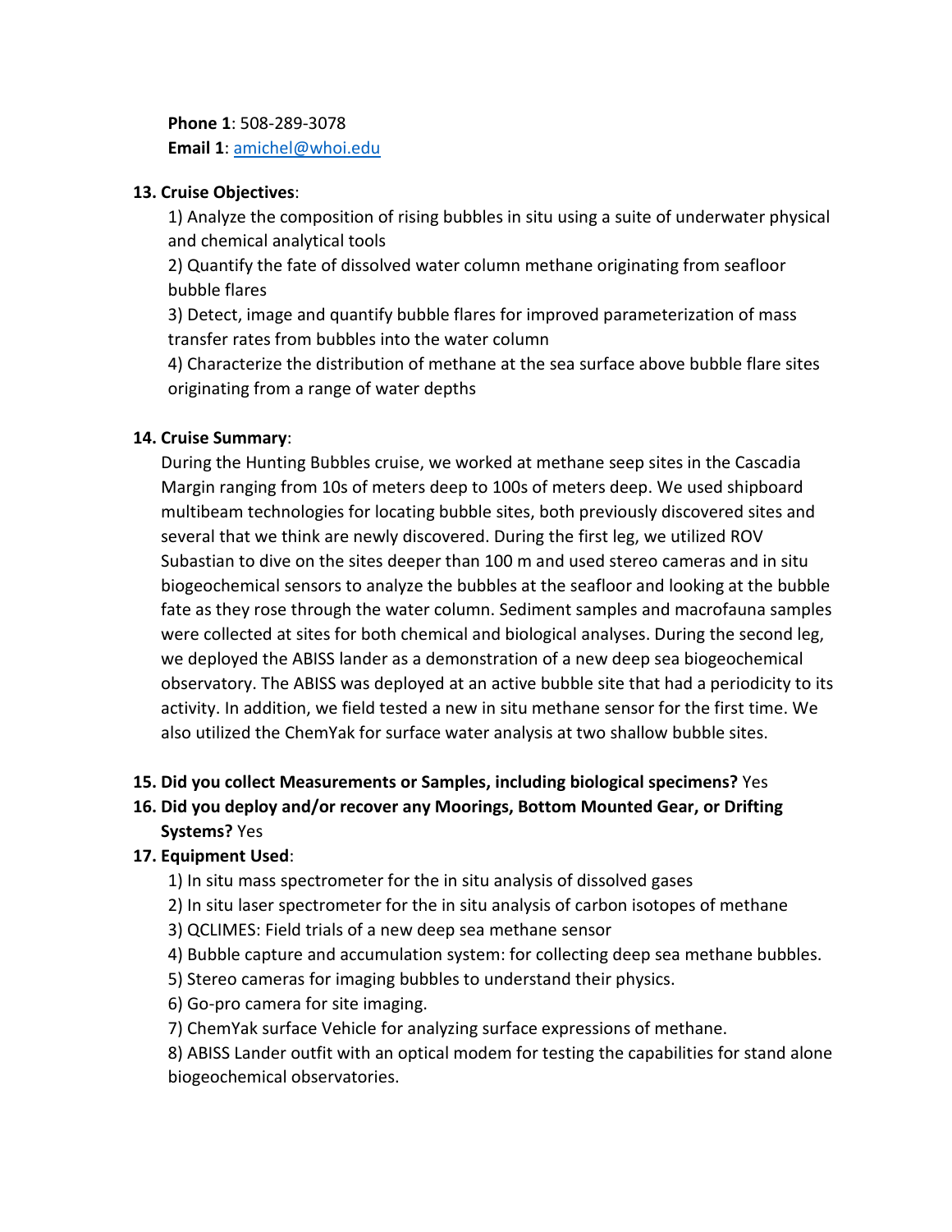**Phone 1**: 508-289-3078
**Email 1**: amichel@whoi.edu

**13. Cruise Objectives**:

1) Analyze the composition of rising bubbles in situ using a suite of underwater physical and chemical analytical tools
2) Quantify the fate of dissolved water column methane originating from seafloor bubble flares
3) Detect, image and quantify bubble flares for improved parameterization of mass transfer rates from bubbles into the water column
4) Characterize the distribution of methane at the sea surface above bubble flare sites originating from a range of water depths

**14. Cruise Summary**:

During the Hunting Bubbles cruise, we worked at methane seep sites in the Cascadia Margin ranging from 10s of meters deep to 100s of meters deep. We used shipboard multibeam technologies for locating bubble sites, both previously discovered sites and several that we think are newly discovered. During the first leg, we utilized ROV Subastian to dive on the sites deeper than 100 m and used stereo cameras and in situ biogeochemical sensors to analyze the bubbles at the seafloor and looking at the bubble fate as they rose through the water column. Sediment samples and macrofauna samples were collected at sites for both chemical and biological analyses. During the second leg, we deployed the ABISS lander as a demonstration of a new deep sea biogeochemical observatory. The ABISS was deployed at an active bubble site that had a periodicity to its activity. In addition, we field tested a new in situ methane sensor for the first time. We also utilized the ChemYak for surface water analysis at two shallow bubble sites.

**15. Did you collect Measurements or Samples, including biological specimens?** Yes

**16. Did you deploy and/or recover any Moorings, Bottom Mounted Gear, or Drifting Systems?** Yes

**17. Equipment Used**:

1) In situ mass spectrometer for the in situ analysis of dissolved gases
2) In situ laser spectrometer for the in situ analysis of carbon isotopes of methane
3) QCLIMES: Field trials of a new deep sea methane sensor
4) Bubble capture and accumulation system: for collecting deep sea methane bubbles.
5) Stereo cameras for imaging bubbles to understand their physics.
6) Go-pro camera for site imaging.
7) ChemYak surface Vehicle for analyzing surface expressions of methane.
8) ABISS Lander outfit with an optical modem for testing the capabilities for stand alone biogeochemical observatories.